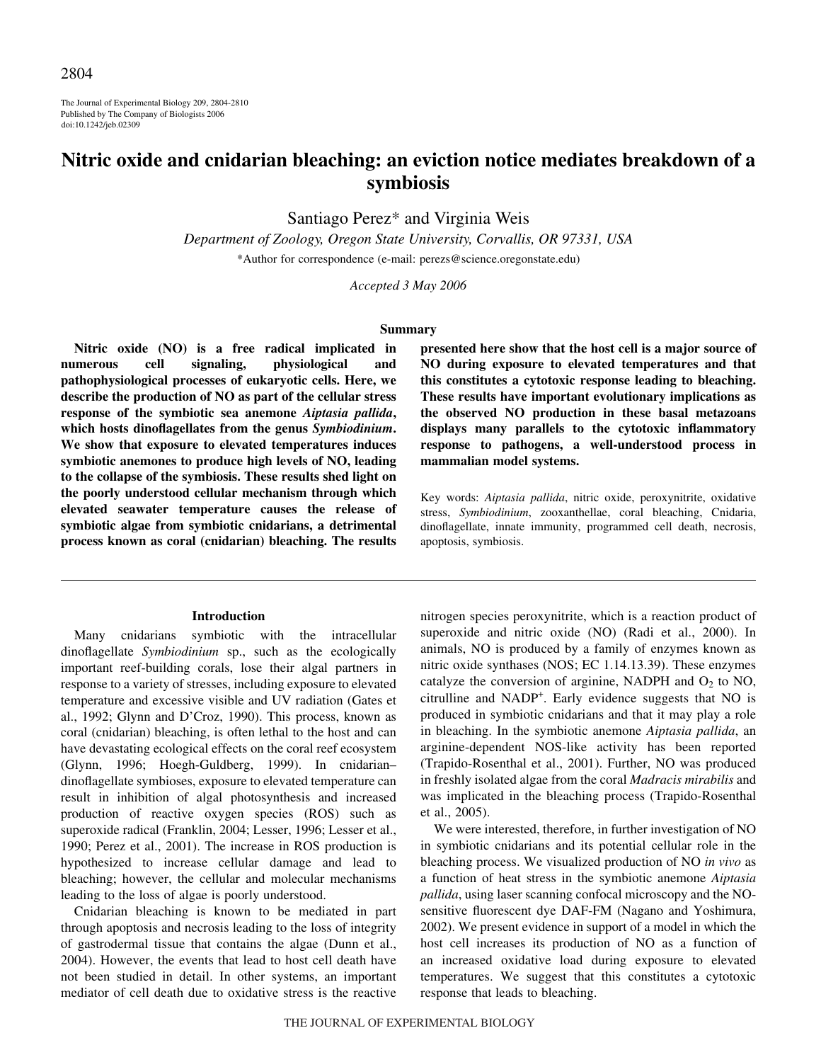# Nitric oxide and cnidarian bleaching: an eviction notice mediates breakdown of a symbiosis

Santiago Perez* and Virginia Weis

*Department of Zoology, Oregon State University, Corvallis, OR 97331, USA*

*Author for correspondence (e-mail: perezs@science.oregonstate.edu)

*Accepted 3 May 2006*

## Summary

**Nitric oxide (NO) is a free radical implicated in numerous cell signaling, physiological and pathophysiological processes of eukaryotic cells. Here, we describe the production of NO as part of the cellular stress response of the symbiotic sea anemone *Aiptasia pallida*, which hosts dinoflagellates from the genus *Symbiodinium*. We show that exposure to elevated temperatures induces symbiotic anemones to produce high levels of NO, leading to the collapse of the symbiosis. These results shed light on the poorly understood cellular mechanism through which elevated seawater temperature causes the release of symbiotic algae from symbiotic cnidarians, a detrimental process known as coral (cnidarian) bleaching. The results presented here show that the host cell is a major source of NO during exposure to elevated temperatures and that this constitutes a cytotoxic response leading to bleaching. These results have important evolutionary implications as the observed NO production in these basal metazoans displays many parallels to the cytotoxic inflammatory response to pathogens, a well-understood process in mammalian model systems.**

Key words: *Aiptasia pallida*, nitric oxide, peroxynitrite, oxidative stress, *Symbiodinium*, zooxanthellae, coral bleaching, Cnidaria, dinoflagellate, innate immunity, programmed cell death, necrosis, apoptosis, symbiosis.

## Introduction

Many cnidarians symbiotic with the intracellular dinoflagellate *Symbiodinium* sp., such as the ecologically important reef-building corals, lose their algal partners in response to a variety of stresses, including exposure to elevated temperature and excessive visible and UV radiation (Gates et al., 1992; Glynn and D'Croz, 1990). This process, known as coral (cnidarian) bleaching, is often lethal to the host and can have devastating ecological effects on the coral reef ecosystem (Glynn, 1996; Hoegh-Guldberg, 1999). In cnidarian–dinoflagellate symbioses, exposure to elevated temperature can result in inhibition of algal photosynthesis and increased production of reactive oxygen species (ROS) such as superoxide radical (Franklin, 2004; Lesser, 1996; Lesser et al., 1990; Perez et al., 2001). The increase in ROS production is hypothesized to increase cellular damage and lead to bleaching; however, the cellular and molecular mechanisms leading to the loss of algae is poorly understood.

Cnidarian bleaching is known to be mediated in part through apoptosis and necrosis leading to the loss of integrity of gastrodermal tissue that contains the algae (Dunn et al., 2004). However, the events that lead to host cell death have not been studied in detail. In other systems, an important mediator of cell death due to oxidative stress is the reactive nitrogen species peroxynitrite, which is a reaction product of superoxide and nitric oxide (NO) (Radi et al., 2000). In animals, NO is produced by a family of enzymes known as nitric oxide synthases (NOS; EC 1.14.13.39). These enzymes catalyze the conversion of arginine, NADPH and $O_2$ to NO, citrulline and $NADP^+$. Early evidence suggests that NO is produced in symbiotic cnidarians and that it may play a role in bleaching. In the symbiotic anemone *Aiptasia pallida*, an arginine-dependent NOS-like activity has been reported (Trapido-Rosenthal et al., 2001). Further, NO was produced in freshly isolated algae from the coral *Madracis mirabilis* and was implicated in the bleaching process (Trapido-Rosenthal et al., 2005).

We were interested, therefore, in further investigation of NO in symbiotic cnidarians and its potential cellular role in the bleaching process. We visualized production of NO *in vivo* as a function of heat stress in the symbiotic anemone *Aiptasia pallida*, using laser scanning confocal microscopy and the NO-sensitive fluorescent dye DAF-FM (Nagano and Yoshimura, 2002). We present evidence in support of a model in which the host cell increases its production of NO as a function of an increased oxidative load during exposure to elevated temperatures. We suggest that this constitutes a cytotoxic response that leads to bleaching.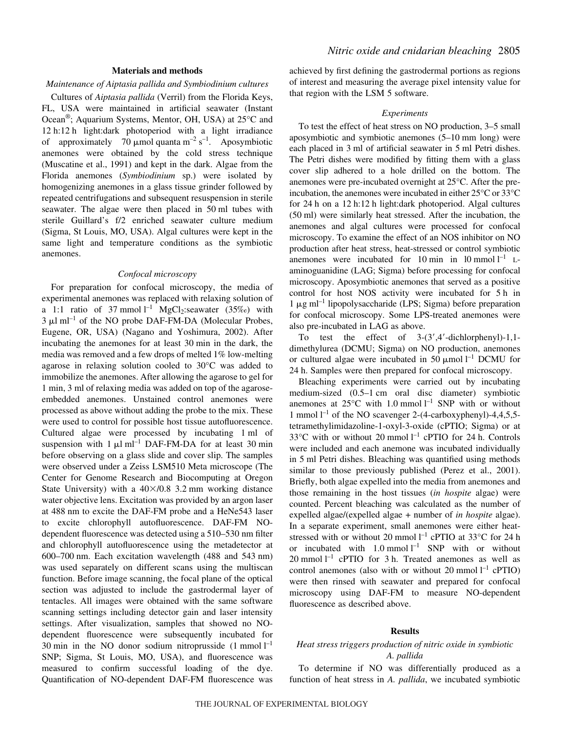## Materials and methods

### Maintenance of *Aiptasia pallida* and *Symbiodinium* cultures

Cultures of *Aiptasia pallida* (Verril) from the Florida Keys, FL, USA were maintained in artificial seawater (Instant Ocean®; Aquarium Systems, Mentor, OH, USA) at 25°C and 12 h:12 h light:dark photoperiod with a light irradiance of approximately 70 μmol quanta $m^{-2}$ $s^{-1}$. Aposymbiotic anemones were obtained by the cold stress technique (Muscatine et al., 1991) and kept in the dark. Algae from the Florida anemones (*Symbiodinium* sp.) were isolated by homogenizing anemones in a glass tissue grinder followed by repeated centrifugations and subsequent resuspension in sterile seawater. The algae were then placed in 50 ml tubes with sterile Guillard's f/2 enriched seawater culture medium (Sigma, St Louis, MO, USA). Algal cultures were kept in the same light and temperature conditions as the symbiotic anemones.

### Confocal microscopy

For preparation for confocal microscopy, the media of experimental anemones was replaced with relaxing solution of a 1:1 ratio of 37 mmol $l^{-1}$ $MgCl_2$:seawater (35‰) with 3 μl $ml^{-1}$ of the NO probe DAF-FM-DA (Molecular Probes, Eugene, OR, USA) (Nagano and Yoshimura, 2002). After incubating the anemones for at least 30 min in the dark, the media was removed and a few drops of melted 1% low-melting agarose in relaxing solution cooled to 30°C was added to immobilize the anemones. After allowing the agarose to gel for 1 min, 3 ml of relaxing media was added on top of the agarose-embedded anemones. Unstained control anemones were processed as above without adding the probe to the mix. These were used to control for possible host tissue autofluorescence. Cultured algae were processed by incubating 1 ml of suspension with 1 μl $ml^{-1}$ DAF-FM-DA for at least 30 min before observing on a glass slide and cover slip. The samples were observed under a Zeiss LSM510 Meta microscope (The Center for Genome Research and Biocomputing at Oregon State University) with a 40×/0.8 3.2 mm working distance water objective lens. Excitation was provided by an argon laser at 488 nm to excite the DAF-FM probe and a HeNe543 laser to excite chlorophyll autofluorescence. DAF-FM NO-dependent fluorescence was detected using a 510–530 nm filter and chlorophyll autofluorescence using the metadetector at 600–700 nm. Each excitation wavelength (488 and 543 nm) was used separately on different scans using the multiscan function. Before image scanning, the focal plane of the optical section was adjusted to include the gastrodermal layer of tentacles. All images were obtained with the same software scanning settings including detector gain and laser intensity settings. After visualization, samples that showed no NO-dependent fluorescence were subsequently incubated for 30 min in the NO donor sodium nitroprusside (1 mmol $l^{-1}$ SNP; Sigma, St Louis, MO, USA), and fluorescence was measured to confirm successful loading of the dye. Quantification of NO-dependent DAF-FM fluorescence was achieved by first defining the gastrodermal portions as regions of interest and measuring the average pixel intensity value for that region with the LSM 5 software.

### Experiments

To test the effect of heat stress on NO production, 3–5 small aposymbiotic and symbiotic anemones (5–10 mm long) were each placed in 3 ml of artificial seawater in 5 ml Petri dishes. The Petri dishes were modified by fitting them with a glass cover slip adhered to a hole drilled on the bottom. The anemones were pre-incubated overnight at 25°C. After the pre-incubation, the anemones were incubated in either 25°C or 33°C for 24 h on a 12 h:12 h light:dark photoperiod. Algal cultures (50 ml) were similarly heat stressed. After the incubation, the anemones and algal cultures were processed for confocal microscopy. To examine the effect of an NOS inhibitor on NO production after heat stress, heat-stressed or control symbiotic anemones were incubated for 10 min in 10 mmol $l^{-1}$ L-aminoguanidine (LAG; Sigma) before processing for confocal microscopy. Aposymbiotic anemones that served as a positive control for host NOS activity were incubated for 5 h in 1 μg $ml^{-1}$ lipopolysaccharide (LPS; Sigma) before preparation for confocal microscopy. Some LPS-treated anemones were also pre-incubated in LAG as above.

To test the effect of 3-(3′,4′-dichlorphenyl)-1,1-dimethylurea (DCMU; Sigma) on NO production, anemones or cultured algae were incubated in 50 μmol $l^{-1}$ DCMU for 24 h. Samples were then prepared for confocal microscopy.

Bleaching experiments were carried out by incubating medium-sized (0.5–1 cm oral disc diameter) symbiotic anemones at 25°C with 1.0 mmol $l^{-1}$ SNP with or without 1 mmol $l^{-1}$ of the NO scavenger 2-(4-carboxyphenyl)-4,4,5,5-tetramethylimidazoline-1-oxyl-3-oxide (cPTIO; Sigma) or at 33°C with or without 20 mmol $l^{-1}$ cPTIO for 24 h. Controls were included and each anemone was incubated individually in 5 ml Petri dishes. Bleaching was quantified using methods similar to those previously published (Perez et al., 2001). Briefly, both algae expelled into the media from anemones and those remaining in the host tissues (*in hospite* algae) were counted. Percent bleaching was calculated as the number of expelled algae/(expelled algae + number of *in hospite* algae). In a separate experiment, small anemones were either heat-stressed with or without 20 mmol $l^{-1}$ cPTIO at 33°C for 24 h or incubated with 1.0 mmol $l^{-1}$ SNP with or without 20 mmol $l^{-1}$ cPTIO for 3 h. Treated anemones as well as control anemones (also with or without 20 mmol $l^{-1}$ cPTIO) were then rinsed with seawater and prepared for confocal microscopy using DAF-FM to measure NO-dependent fluorescence as described above.

## Results

### Heat stress triggers production of nitric oxide in symbiotic *A. pallida*

To determine if NO was differentially produced as a function of heat stress in *A. pallida*, we incubated symbiotic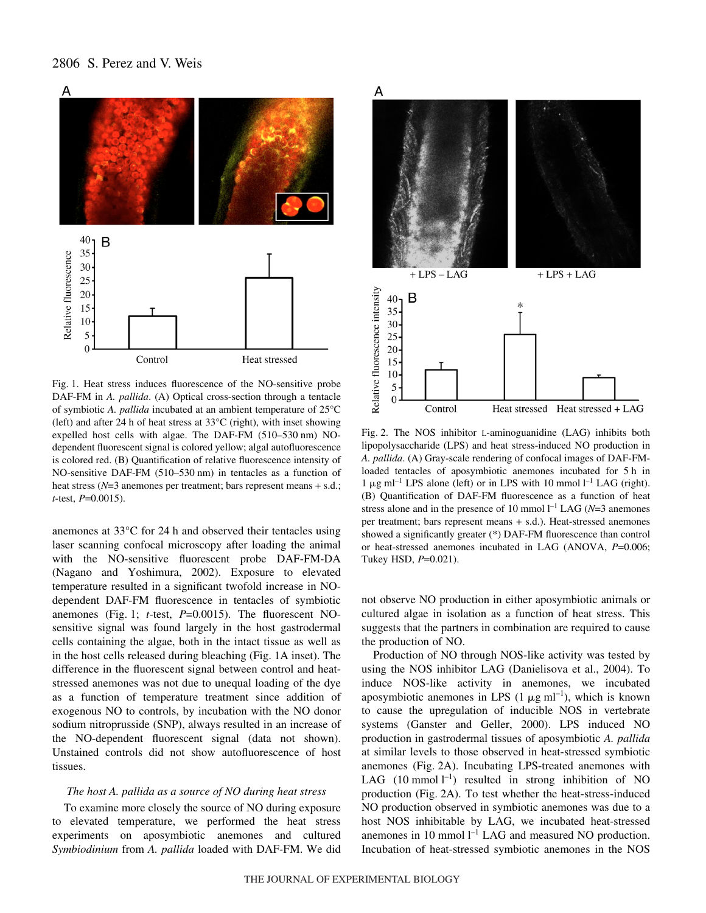Fig. 1. Heat stress induces fluorescence of the NO-sensitive probe DAF-FM in *A. pallida*. (A) Optical cross-section through a tentacle of symbiotic *A. pallida* incubated at an ambient temperature of 25°C (left) and after 24 h of heat stress at 33°C (right), with inset showing expelled host cells with algae. The DAF-FM (510–530 nm) NO-dependent fluorescent signal is colored yellow; algal autofluorescence is colored red. (B) Quantification of relative fluorescence intensity of NO-sensitive DAF-FM (510–530 nm) in tentacles as a function of heat stress ($N$=3 anemones per treatment; bars represent means + s.d.; $t$-test, $P$=0.0015).

anemones at 33°C for 24 h and observed their tentacles using laser scanning confocal microscopy after loading the animal with the NO-sensitive fluorescent probe DAF-FM-DA (Nagano and Yoshimura, 2002). Exposure to elevated temperature resulted in a significant twofold increase in NO-dependent DAF-FM fluorescence in tentacles of symbiotic anemones (Fig. 1; $t$-test, $P$=0.0015). The fluorescent NO-sensitive signal was found largely in the host gastrodermal cells containing the algae, both in the intact tissue as well as in the host cells released during bleaching (Fig. 1A inset). The difference in the fluorescent signal between control and heat-stressed anemones was not due to unequal loading of the dye as a function of temperature treatment since addition of exogenous NO to controls, by incubation with the NO donor sodium nitroprusside (SNP), always resulted in an increase of the NO-dependent fluorescent signal (data not shown). Unstained controls did not show autofluorescence of host tissues.

### *The host A. pallida as a source of NO during heat stress*

To examine more closely the source of NO during exposure to elevated temperature, we performed the heat stress experiments on aposymbiotic anemones and cultured *Symbiodinium* from *A. pallida* loaded with DAF-FM. We did not observe NO production in either aposymbiotic animals or cultured algae in isolation as a function of heat stress. This suggests that the partners in combination are required to cause the production of NO.

Production of NO through NOS-like activity was tested by using the NOS inhibitor LAG (Danielisova et al., 2004). To induce NOS-like activity in anemones, we incubated aposymbiotic anemones in LPS (1 μg ml$^{-1}$), which is known to cause the upregulation of inducible NOS in vertebrate systems (Ganster and Geller, 2000). LPS induced NO production in gastrodermal tissues of aposymbiotic *A. pallida* at similar levels to those observed in heat-stressed symbiotic anemones (Fig. 2A). Incubating LPS-treated anemones with LAG (10 mmol l$^{-1}$) resulted in strong inhibition of NO production (Fig. 2A). To test whether the heat-stress-induced NO production observed in symbiotic anemones was due to a host NOS inhibitable by LAG, we incubated heat-stressed anemones in 10 mmol l$^{-1}$ LAG and measured NO production. Incubation of heat-stressed symbiotic anemones in the NOS

Fig. 2. The NOS inhibitor L-aminoguanidine (LAG) inhibits both lipopolysaccharide (LPS) and heat stress-induced NO production in *A. pallida*. (A) Gray-scale rendering of confocal images of DAF-FM-loaded tentacles of aposymbiotic anemones incubated for 5 h in 1 μg ml$^{-1}$ LPS alone (left) or in LPS with 10 mmol l$^{-1}$ LAG (right). (B) Quantification of DAF-FM fluorescence as a function of heat stress alone and in the presence of 10 mmol l$^{-1}$ LAG ($N$=3 anemones per treatment; bars represent means + s.d.). Heat-stressed anemones showed a significantly greater (*) DAF-FM fluorescence than control or heat-stressed anemones incubated in LAG (ANOVA, $P$=0.006; Tukey HSD, $P$=0.021).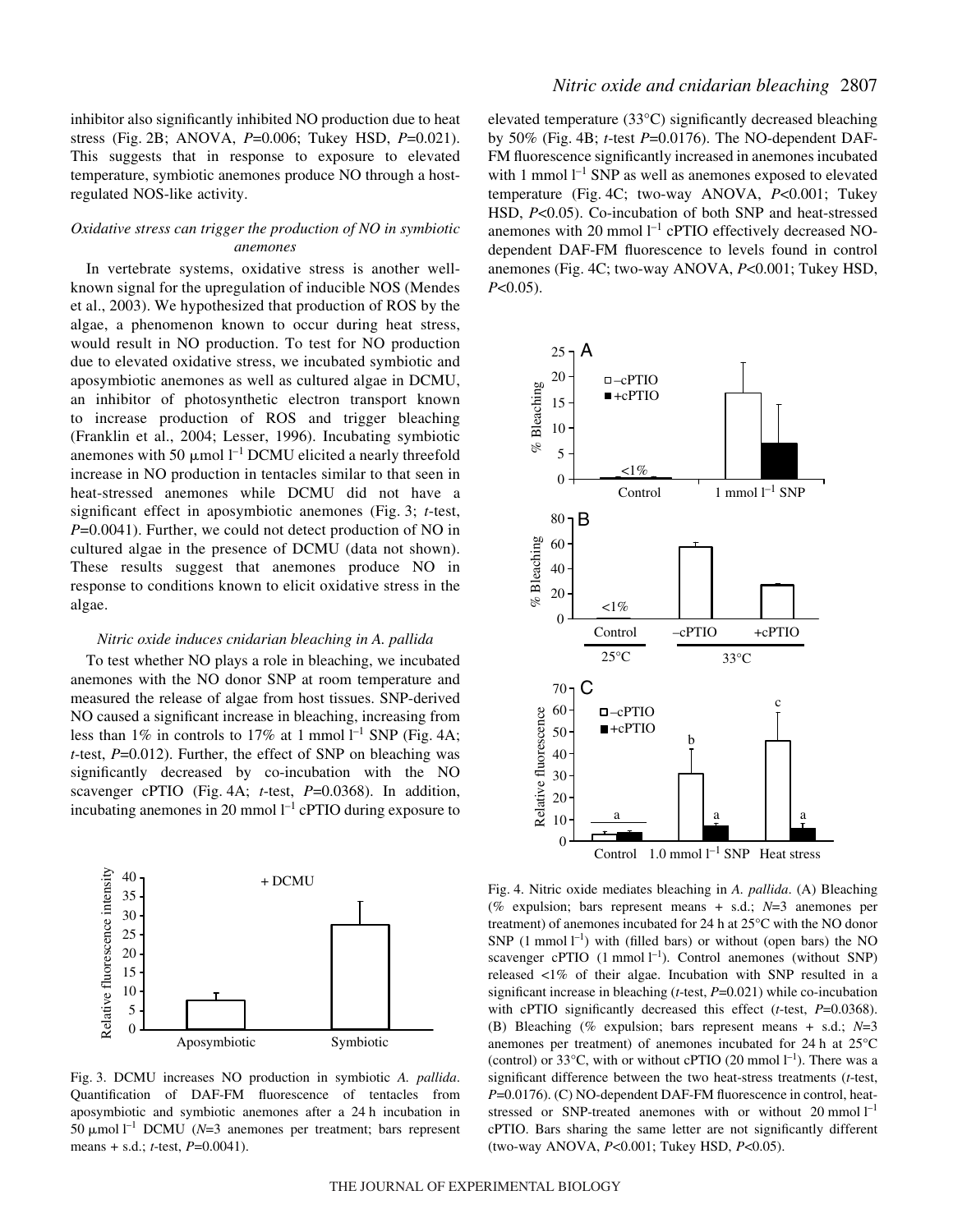inhibitor also significantly inhibited NO production due to heat stress (Fig. 2B; ANOVA, $P$=0.006; Tukey HSD, $P$=0.021). This suggests that in response to exposure to elevated temperature, symbiotic anemones produce NO through a host-regulated NOS-like activity.

### *Oxidative stress can trigger the production of NO in symbiotic anemones*

In vertebrate systems, oxidative stress is another well-known signal for the upregulation of inducible NOS (Mendes et al., 2003). We hypothesized that production of ROS by the algae, a phenomenon known to occur during heat stress, would result in NO production. To test for NO production due to elevated oxidative stress, we incubated symbiotic and aposymbiotic anemones as well as cultured algae in DCMU, an inhibitor of photosynthetic electron transport known to increase production of ROS and trigger bleaching (Franklin et al., 2004; Lesser, 1996). Incubating symbiotic anemones with 50 $\mu$mol $l^{-1}$ DCMU elicited a nearly threefold increase in NO production in tentacles similar to that seen in heat-stressed anemones while DCMU did not have a significant effect in aposymbiotic anemones (Fig. 3; $t$-test, $P$=0.0041). Further, we could not detect production of NO in cultured algae in the presence of DCMU (data not shown). These results suggest that anemones produce NO in response to conditions known to elicit oxidative stress in the algae.

### *Nitric oxide induces cnidarian bleaching in A. pallida*

To test whether NO plays a role in bleaching, we incubated anemones with the NO donor SNP at room temperature and measured the release of algae from host tissues. SNP-derived NO caused a significant increase in bleaching, increasing from less than 1% in controls to 17% at 1 mmol $l^{-1}$ SNP (Fig. 4A; $t$-test, $P$=0.012). Further, the effect of SNP on bleaching was significantly decreased by co-incubation with the NO scavenger cPTIO (Fig. 4A; $t$-test, $P$=0.0368). In addition, incubating anemones in 20 mmol $l^{-1}$ cPTIO during exposure to elevated temperature (33°C) significantly decreased bleaching by 50% (Fig. 4B; $t$-test $P$=0.0176). The NO-dependent DAF-FM fluorescence significantly increased in anemones incubated with 1 mmol $l^{-1}$ SNP as well as anemones exposed to elevated temperature (Fig. 4C; two-way ANOVA, $P$<0.001; Tukey HSD, $P$<0.05). Co-incubation of both SNP and heat-stressed anemones with 20 mmol $l^{-1}$ cPTIO effectively decreased NO-dependent DAF-FM fluorescence to levels found in control anemones (Fig. 4C; two-way ANOVA, $P$<0.001; Tukey HSD, $P$<0.05).

Fig. 3. DCMU increases NO production in symbiotic *A. pallida*. Quantification of DAF-FM fluorescence of tentacles from aposymbiotic and symbiotic anemones after a 24 h incubation in 50 $\mu$mol $l^{-1}$ DCMU ($N$=3 anemones per treatment; bars represent means + s.d.; $t$-test, $P$=0.0041).

Fig. 4. Nitric oxide mediates bleaching in *A. pallida*. (A) Bleaching (% expulsion; bars represent means + s.d.; $N$=3 anemones per treatment) of anemones incubated for 24 h at 25°C with the NO donor SNP (1 mmol $l^{-1}$) with (filled bars) or without (open bars) the NO scavenger cPTIO (1 mmol $l^{-1}$). Control anemones (without SNP) released <1% of their algae. Incubation with SNP resulted in a significant increase in bleaching ($t$-test, $P$=0.021) while co-incubation with cPTIO significantly decreased this effect ($t$-test, $P$=0.0368). (B) Bleaching (% expulsion; bars represent means + s.d.; $N$=3 anemones per treatment) of anemones incubated for 24 h at 25°C (control) or 33°C, with or without cPTIO (20 mmol $l^{-1}$). There was a significant difference between the two heat-stress treatments ($t$-test, $P$=0.0176). (C) NO-dependent DAF-FM fluorescence in control, heat-stressed or SNP-treated anemones with or without 20 mmol $l^{-1}$ cPTIO. Bars sharing the same letter are not significantly different (two-way ANOVA, $P$<0.001; Tukey HSD, $P$<0.05).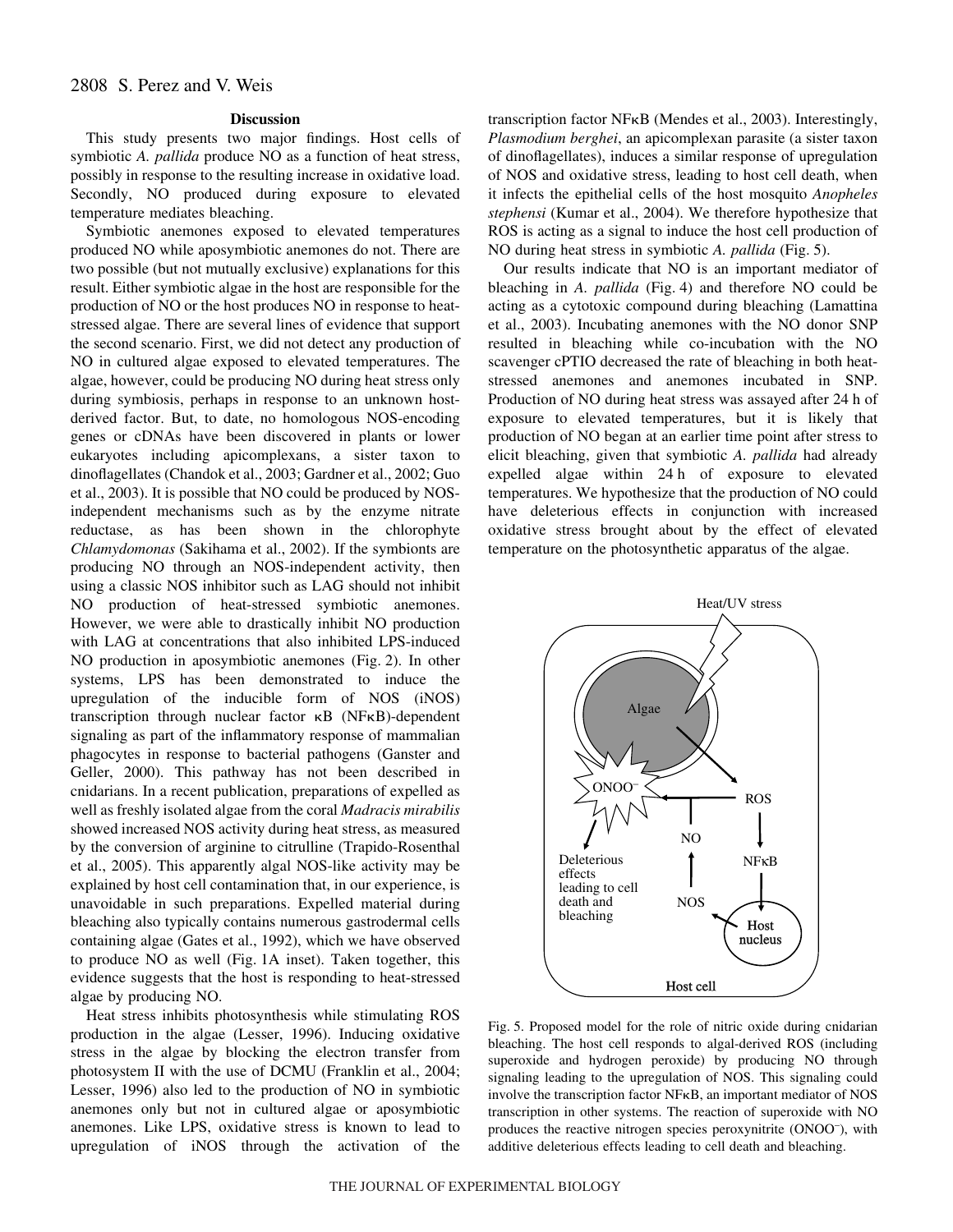## Discussion

This study presents two major findings. Host cells of symbiotic *A. pallida* produce NO as a function of heat stress, possibly in response to the resulting increase in oxidative load. Secondly, NO produced during exposure to elevated temperature mediates bleaching.

Symbiotic anemones exposed to elevated temperatures produced NO while aposymbiotic anemones do not. There are two possible (but not mutually exclusive) explanations for this result. Either symbiotic algae in the host are responsible for the production of NO or the host produces NO in response to heat-stressed algae. There are several lines of evidence that support the second scenario. First, we did not detect any production of NO in cultured algae exposed to elevated temperatures. The algae, however, could be producing NO during heat stress only during symbiosis, perhaps in response to an unknown host-derived factor. But, to date, no homologous NOS-encoding genes or cDNAs have been discovered in plants or lower eukaryotes including apicomplexans, a sister taxon to dinoflagellates (Chandok et al., 2003; Gardner et al., 2002; Guo et al., 2003). It is possible that NO could be produced by NOS-independent mechanisms such as by the enzyme nitrate reductase, as has been shown in the chlorophyte *Chlamydomonas* (Sakihama et al., 2002). If the symbionts are producing NO through an NOS-independent activity, then using a classic NOS inhibitor such as LAG should not inhibit NO production of heat-stressed symbiotic anemones. However, we were able to drastically inhibit NO production with LAG at concentrations that also inhibited LPS-induced NO production in aposymbiotic anemones (Fig. 2). In other systems, LPS has been demonstrated to induce the upregulation of the inducible form of NOS (iNOS) transcription through nuclear factor κB (NFκB)-dependent signaling as part of the inflammatory response of mammalian phagocytes in response to bacterial pathogens (Ganster and Geller, 2000). This pathway has not been described in cnidarians. In a recent publication, preparations of expelled as well as freshly isolated algae from the coral *Madracis mirabilis* showed increased NOS activity during heat stress, as measured by the conversion of arginine to citrulline (Trapido-Rosenthal et al., 2005). This apparently algal NOS-like activity may be explained by host cell contamination that, in our experience, is unavoidable in such preparations. Expelled material during bleaching also typically contains numerous gastrodermal cells containing algae (Gates et al., 1992), which we have observed to produce NO as well (Fig. 1A inset). Taken together, this evidence suggests that the host is responding to heat-stressed algae by producing NO.

Heat stress inhibits photosynthesis while stimulating ROS production in the algae (Lesser, 1996). Inducing oxidative stress in the algae by blocking the electron transfer from photosystem II with the use of DCMU (Franklin et al., 2004; Lesser, 1996) also led to the production of NO in symbiotic anemones only but not in cultured algae or aposymbiotic anemones. Like LPS, oxidative stress is known to lead to upregulation of iNOS through the activation of the transcription factor NFκB (Mendes et al., 2003). Interestingly, *Plasmodium berghei*, an apicomplexan parasite (a sister taxon of dinoflagellates), induces a similar response of upregulation of NOS and oxidative stress, leading to host cell death, when it infects the epithelial cells of the host mosquito *Anopheles stephensi* (Kumar et al., 2004). We therefore hypothesize that ROS is acting as a signal to induce the host cell production of NO during heat stress in symbiotic *A. pallida* (Fig. 5).

Our results indicate that NO is an important mediator of bleaching in *A. pallida* (Fig. 4) and therefore NO could be acting as a cytotoxic compound during bleaching (Lamattina et al., 2003). Incubating anemones with the NO donor SNP resulted in bleaching while co-incubation with the NO scavenger cPTIO decreased the rate of bleaching in both heat-stressed anemones and anemones incubated in SNP. Production of NO during heat stress was assayed after 24 h of exposure to elevated temperatures, but it is likely that production of NO began at an earlier time point after stress to elicit bleaching, given that symbiotic *A. pallida* had already expelled algae within 24 h of exposure to elevated temperatures. We hypothesize that the production of NO could have deleterious effects in conjunction with increased oxidative stress brought about by the effect of elevated temperature on the photosynthetic apparatus of the algae.

Fig. 5. Proposed model for the role of nitric oxide during cnidarian bleaching. The host cell responds to algal-derived ROS (including superoxide and hydrogen peroxide) by producing NO through signaling leading to the upregulation of NOS. This signaling could involve the transcription factor NFκB, an important mediator of NOS transcription in other systems. The reaction of superoxide with NO produces the reactive nitrogen species peroxynitrite ($ONOO^-$), with additive deleterious effects leading to cell death and bleaching.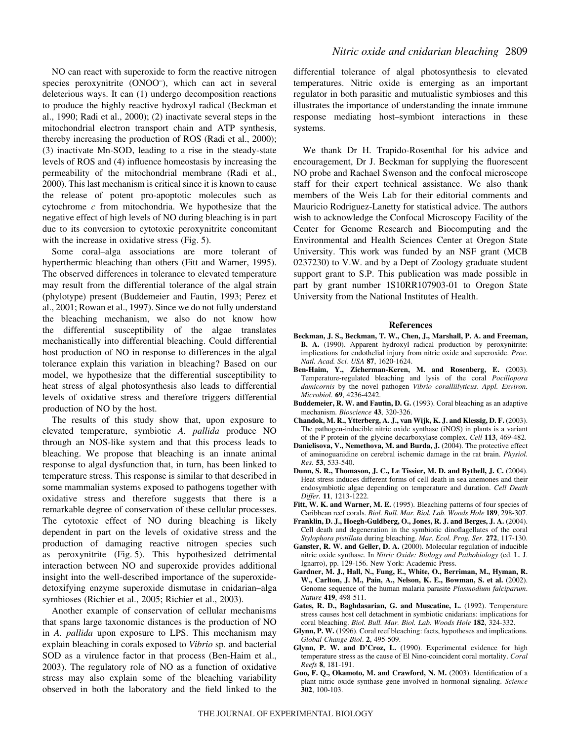NO can react with superoxide to form the reactive nitrogen species peroxynitrite ($ONOO^{-}$), which can act in several deleterious ways. It can (1) undergo decomposition reactions to produce the highly reactive hydroxyl radical (Beckman et al., 1990; Radi et al., 2000); (2) inactivate several steps in the mitochondrial electron transport chain and ATP synthesis, thereby increasing the production of ROS (Radi et al., 2000); (3) inactivate Mn-SOD, leading to a rise in the steady-state levels of ROS and (4) influence homeostasis by increasing the permeability of the mitochondrial membrane (Radi et al., 2000). This last mechanism is critical since it is known to cause the release of potent pro-apoptotic molecules such as cytochrome *c* from mitochondria. We hypothesize that the negative effect of high levels of NO during bleaching is in part due to its conversion to cytotoxic peroxynitrite concomitant with the increase in oxidative stress (Fig. 5).

Some coral–alga associations are more tolerant of hyperthermic bleaching than others (Fitt and Warner, 1995). The observed differences in tolerance to elevated temperature may result from the differential tolerance of the algal strain (phylotype) present (Buddemeier and Fautin, 1993; Perez et al., 2001; Rowan et al., 1997). Since we do not fully understand the bleaching mechanism, we also do not know how the differential susceptibility of the algae translates mechanistically into differential bleaching. Could differential host production of NO in response to differences in the algal tolerance explain this variation in bleaching? Based on our model, we hypothesize that the differential susceptibility to heat stress of algal photosynthesis also leads to differential levels of oxidative stress and therefore triggers differential production of NO by the host.

The results of this study show that, upon exposure to elevated temperature, symbiotic *A. pallida* produce NO through an NOS-like system and that this process leads to bleaching. We propose that bleaching is an innate animal response to algal dysfunction that, in turn, has been linked to temperature stress. This response is similar to that described in some mammalian systems exposed to pathogens together with oxidative stress and therefore suggests that there is a remarkable degree of conservation of these cellular processes. The cytotoxic effect of NO during bleaching is likely dependent in part on the levels of oxidative stress and the production of damaging reactive nitrogen species such as peroxynitrite (Fig. 5). This hypothesized detrimental interaction between NO and superoxide provides additional insight into the well-described importance of the superoxide-detoxifying enzyme superoxide dismutase in cnidarian–alga symbioses (Richier et al., 2005; Richier et al., 2003).

Another example of conservation of cellular mechanisms that spans large taxonomic distances is the production of NO in *A. pallida* upon exposure to LPS. This mechanism may explain bleaching in corals exposed to *Vibrio* sp. and bacterial SOD as a virulence factor in that process (Ben-Haim et al., 2003). The regulatory role of NO as a function of oxidative stress may also explain some of the bleaching variability observed in both the laboratory and the field linked to the differential tolerance of algal photosynthesis to elevated temperatures. Nitric oxide is emerging as an important regulator in both parasitic and mutualistic symbioses and this illustrates the importance of understanding the innate immune response mediating host–symbiont interactions in these systems.

We thank Dr H. Trapido-Rosenthal for his advice and encouragement, Dr J. Beckman for supplying the fluorescent NO probe and Rachael Swenson and the confocal microscope staff for their expert technical assistance. We also thank members of the Weis Lab for their editorial comments and Mauricio Rodriguez-Lanetty for statistical advice. The authors wish to acknowledge the Confocal Microscopy Facility of the Center for Genome Research and Biocomputing and the Environmental and Health Sciences Center at Oregon State University. This work was funded by an NSF grant (MCB 0237230) to V.W. and by a Dept of Zoology graduate student support grant to S.P. This publication was made possible in part by grant number 1S10RR107903-01 to Oregon State University from the National Institutes of Health.

## References

**Beckman, J. S., Beckman, T. W., Chen, J., Marshall, P. A. and Freeman, B. A.** (1990). Apparent hydroxyl radical production by peroxynitrite: implications for endothelial injury from nitric oxide and superoxide. *Proc. Natl. Acad. Sci. USA* **87**, 1620-1624.

**Ben-Haim, Y., Zicherman-Keren, M. and Rosenberg, E.** (2003). Temperature-regulated bleaching and lysis of the coral *Pocillopora damicornis* by the novel pathogen *Vibrio coralliilyticus*. *Appl. Environ. Microbiol*. **69**, 4236-4242.

**Buddemeier, R. W. and Fautin, D. G.** (1993). Coral bleaching as an adaptive mechanism. *Bioscience* **43**, 320-326.

**Chandok, M. R., Ytterberg, A. J., van Wijk, K. J. and Klessig, D. F.** (2003). The pathogen-inducible nitric oxide synthase (iNOS) in plants is a variant of the P protein of the glycine decarboxylase complex. *Cell* **113**, 469-482.

**Danielisova, V., Nemethova, M. and Burda, J.** (2004). The protective effect of aminoguanidine on cerebral ischemic damage in the rat brain. *Physiol. Res.* **53**, 533-540.

**Dunn, S. R., Thomason, J. C., Le Tissier, M. D. and Bythell, J. C.** (2004). Heat stress induces different forms of cell death in sea anemones and their endosymbiotic algae depending on temperature and duration. *Cell Death Differ.* **11**, 1213-1222.

**Fitt, W. K. and Warner, M. E.** (1995). Bleaching patterns of four species of Caribbean reef corals. *Biol. Bull. Mar. Biol. Lab. Woods Hole* **189**, 298-307.

**Franklin, D. J., Hoegh-Guldberg, O., Jones, R. J. and Berges, J. A.** (2004). Cell death and degeneration in the symbiotic dinoflagellates of the coral *Stylophora pistillata* during bleaching. *Mar. Ecol. Prog. Ser.* **272**, 117-130.

**Ganster, R. W. and Geller, D. A.** (2000). Molecular regulation of inducible nitric oxide synthase. In *Nitric Oxide: Biology and Pathobiology* (ed. L. J. Ignarro), pp. 129-156. New York: Academic Press.

**Gardner, M. J., Hall, N., Fung, E., White, O., Berriman, M., Hyman, R. W., Carlton, J. M., Pain, A., Nelson, K. E., Bowman, S. et al.** (2002). Genome sequence of the human malaria parasite *Plasmodium falciparum*. *Nature* **419**, 498-511.

**Gates, R. D., Baghdasarian, G. and Muscatine, L.** (1992). Temperature stress causes host cell detachment in symbiotic cnidarians: implications for coral bleaching. *Biol. Bull. Mar. Biol. Lab. Woods Hole* **182**, 324-332.

**Glynn, P. W.** (1996). Coral reef bleaching: facts, hypotheses and implications. *Global Change Biol*. **2**, 495-509.

**Glynn, P. W. and D'Croz, L.** (1990). Experimental evidence for high temperature stress as the cause of El Nino-coincident coral mortality. *Coral Reefs* **8**, 181-191.

**Guo, F. Q., Okamoto, M. and Crawford, N. M.** (2003). Identification of a plant nitric oxide synthase gene involved in hormonal signaling. *Science* **302**, 100-103.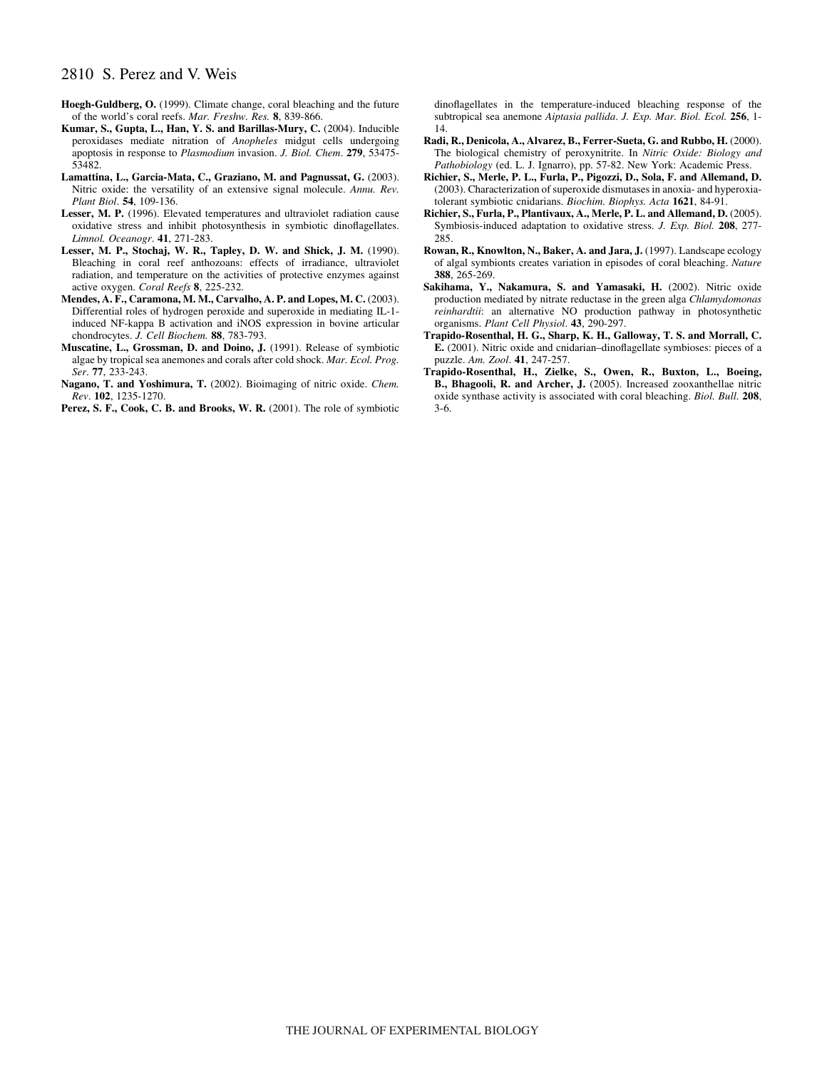**Hoegh-Guldberg, O.** (1999). Climate change, coral bleaching and the future of the world's coral reefs. *Mar. Freshw. Res.* **8**, 839-866.

**Kumar, S., Gupta, L., Han, Y. S. and Barillas-Mury, C.** (2004). Inducible peroxidases mediate nitration of *Anopheles* midgut cells undergoing apoptosis in response to *Plasmodium* invasion. *J. Biol. Chem*. **279**, 53475-53482.

**Lamattina, L., Garcia-Mata, C., Graziano, M. and Pagnussat, G.** (2003). Nitric oxide: the versatility of an extensive signal molecule. *Annu. Rev. Plant Biol*. **54**, 109-136.

**Lesser, M. P.** (1996). Elevated temperatures and ultraviolet radiation cause oxidative stress and inhibit photosynthesis in symbiotic dinoflagellates. *Limnol. Oceanogr*. **41**, 271-283.

**Lesser, M. P., Stochaj, W. R., Tapley, D. W. and Shick, J. M.** (1990). Bleaching in coral reef anthozoans: effects of irradiance, ultraviolet radiation, and temperature on the activities of protective enzymes against active oxygen. *Coral Reefs* **8**, 225-232.

**Mendes, A. F., Caramona, M. M., Carvalho, A. P. and Lopes, M. C.** (2003). Differential roles of hydrogen peroxide and superoxide in mediating IL-1-induced NF-kappa B activation and iNOS expression in bovine articular chondrocytes. *J. Cell Biochem.* **88**, 783-793.

**Muscatine, L., Grossman, D. and Doino, J.** (1991). Release of symbiotic algae by tropical sea anemones and corals after cold shock. *Mar. Ecol. Prog. Ser*. **77**, 233-243.

**Nagano, T. and Yoshimura, T.** (2002). Bioimaging of nitric oxide. *Chem. Rev*. **102**, 1235-1270.

**Perez, S. F., Cook, C. B. and Brooks, W. R.** (2001). The role of symbiotic dinoflagellates in the temperature-induced bleaching response of the subtropical sea anemone *Aiptasia pallida*. *J. Exp. Mar. Biol. Ecol.* **256**, 1-14.

**Radi, R., Denicola, A., Alvarez, B., Ferrer-Sueta, G. and Rubbo, H.** (2000). The biological chemistry of peroxynitrite. In *Nitric Oxide: Biology and Pathobiology* (ed. L. J. Ignarro), pp. 57-82. New York: Academic Press.

**Richier, S., Merle, P. L., Furla, P., Pigozzi, D., Sola, F. and Allemand, D.** (2003). Characterization of superoxide dismutases in anoxia- and hyperoxia-tolerant symbiotic cnidarians. *Biochim. Biophys. Acta* **1621**, 84-91.

**Richier, S., Furla, P., Plantivaux, A., Merle, P. L. and Allemand, D.** (2005). Symbiosis-induced adaptation to oxidative stress. *J. Exp. Biol.* **208**, 277-285.

**Rowan, R., Knowlton, N., Baker, A. and Jara, J.** (1997). Landscape ecology of algal symbionts creates variation in episodes of coral bleaching. *Nature* **388**, 265-269.

**Sakihama, Y., Nakamura, S. and Yamasaki, H.** (2002). Nitric oxide production mediated by nitrate reductase in the green alga *Chlamydomonas reinhardtii*: an alternative NO production pathway in photosynthetic organisms. *Plant Cell Physiol*. **43**, 290-297.

**Trapido-Rosenthal, H. G., Sharp, K. H., Galloway, T. S. and Morrall, C. E.** (2001). Nitric oxide and cnidarian–dinoflagellate symbioses: pieces of a puzzle. *Am. Zool*. **41**, 247-257.

**Trapido-Rosenthal, H., Zielke, S., Owen, R., Buxton, L., Boeing, B., Bhagooli, R. and Archer, J.** (2005). Increased zooxanthellae nitric oxide synthase activity is associated with coral bleaching. *Biol. Bull*. **208**, 3-6.